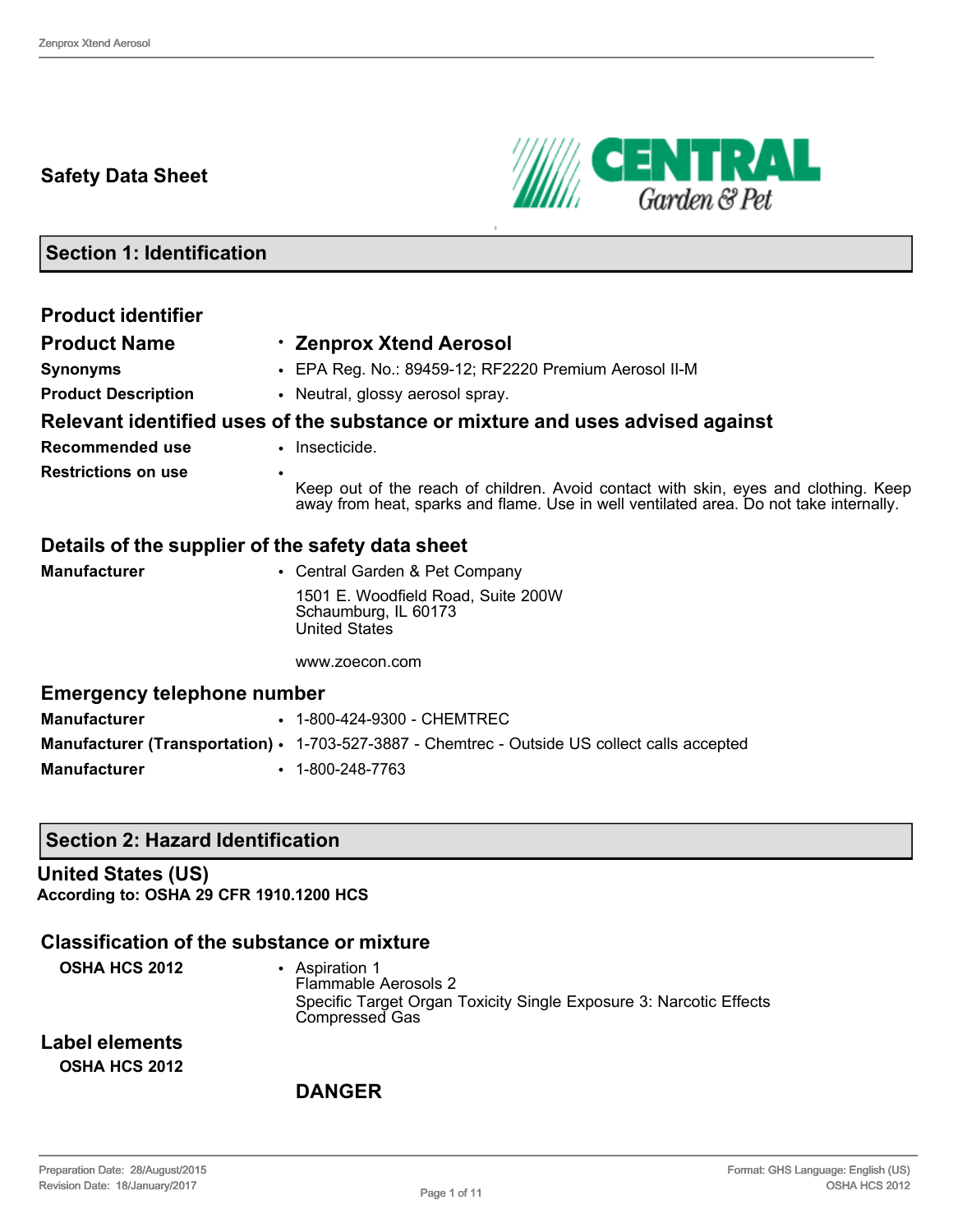## Safety Data Sheet

## Section 1: Identification

### Product identifier

**Product Name**
- **Zenprox Xtend Aerosol**

**Synonyms**
- EPA Reg. No.: 89459-12; RF2220 Premium Aerosol II-M

**Product Description**
- Neutral, glossy aerosol spray.

### Relevant identified uses of the substance or mixture and uses advised against

**Recommended use**
- Insecticide.

**Restrictions on use**
- Keep out of the reach of children. Avoid contact with skin, eyes and clothing. Keep away from heat, sparks and flame. Use in well ventilated area. Do not take internally.

### Details of the supplier of the safety data sheet

**Manufacturer**
- Central Garden & Pet Company

  1501 E. Woodfield Road, Suite 200W
  Schaumburg, IL 60173
  United States

  www.zoecon.com

### Emergency telephone number

**Manufacturer**
- 1-800-424-9300 - CHEMTREC

**Manufacturer (Transportation)**
- 1-703-527-3887 - Chemtrec - Outside US collect calls accepted

**Manufacturer**
- 1-800-248-7763

## Section 2: Hazard Identification

### United States (US)

**According to: OSHA 29 CFR 1910.1200 HCS**

### Classification of the substance or mixture

**OSHA HCS 2012**
- Aspiration 1
  Flammable Aerosols 2
  Specific Target Organ Toxicity Single Exposure 3: Narcotic Effects
  Compressed Gas

### Label elements

**OSHA HCS 2012**

**DANGER**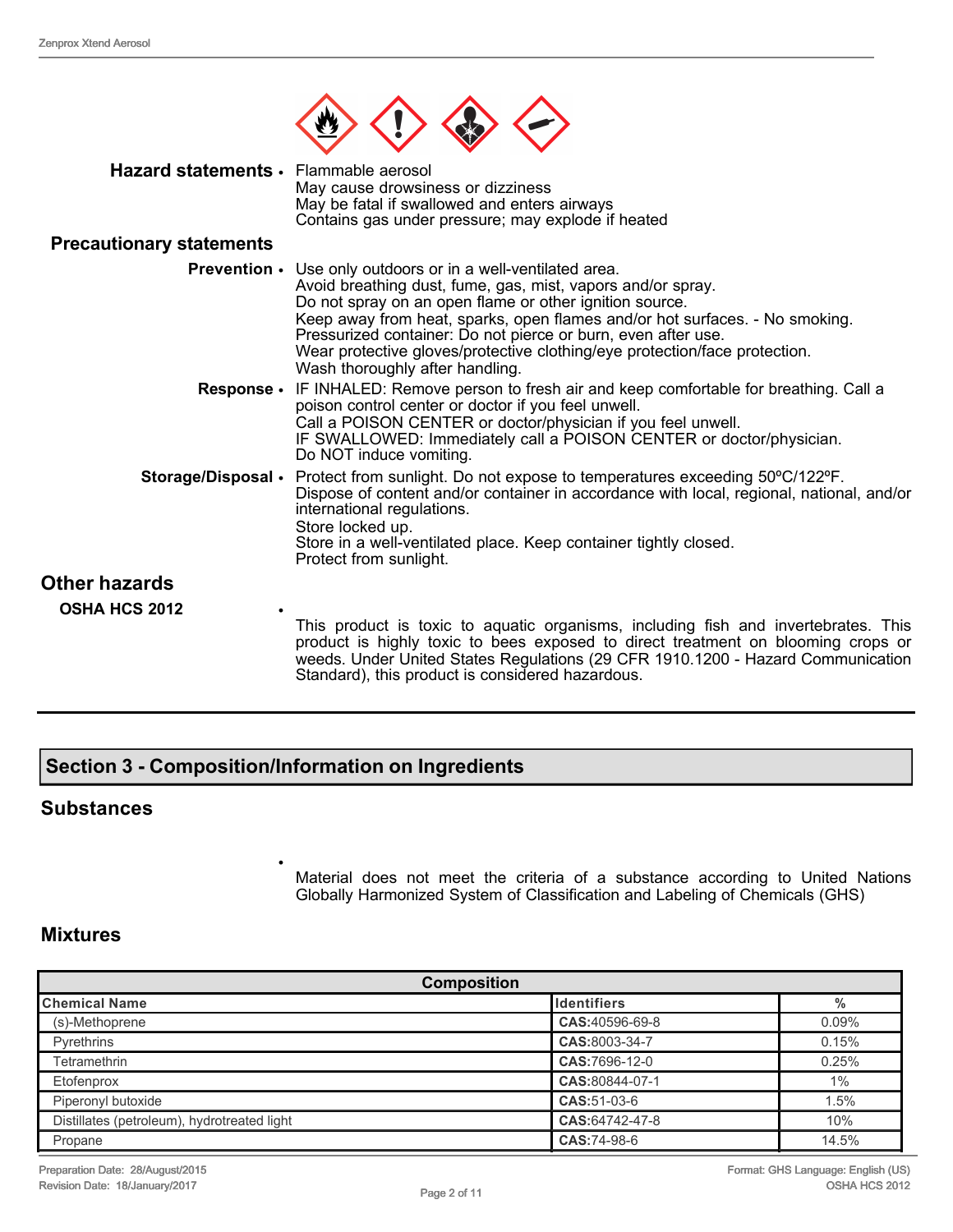**Hazard statements** • Flammable aerosol
May cause drowsiness or dizziness
May be fatal if swallowed and enters airways
Contains gas under pressure; may explode if heated

**Precautionary statements**

**Prevention** • Use only outdoors or in a well-ventilated area.
Avoid breathing dust, fume, gas, mist, vapors and/or spray.
Do not spray on an open flame or other ignition source.
Keep away from heat, sparks, open flames and/or hot surfaces. - No smoking.
Pressurized container: Do not pierce or burn, even after use.
Wear protective gloves/protective clothing/eye protection/face protection.
Wash thoroughly after handling.

**Response** • IF INHALED: Remove person to fresh air and keep comfortable for breathing. Call a poison control center or doctor if you feel unwell.
Call a POISON CENTER or doctor/physician if you feel unwell.
IF SWALLOWED: Immediately call a POISON CENTER or doctor/physician.
Do NOT induce vomiting.

**Storage/Disposal** • Protect from sunlight. Do not expose to temperatures exceeding 50ºC/122ºF.
Dispose of content and/or container in accordance with local, regional, national, and/or international regulations.
Store locked up.
Store in a well-ventilated place. Keep container tightly closed.
Protect from sunlight.

**Other hazards**

**OSHA HCS 2012** • This product is toxic to aquatic organisms, including fish and invertebrates. This product is highly toxic to bees exposed to direct treatment on blooming crops or weeds. Under United States Regulations (29 CFR 1910.1200 - Hazard Communication Standard), this product is considered hazardous.

## Section 3 - Composition/Information on Ingredients

### Substances

• Material does not meet the criteria of a substance according to United Nations Globally Harmonized System of Classification and Labeling of Chemicals (GHS)

### Mixtures

| Composition | | |
|---|---|---|
| **Chemical Name** | **Identifiers** | **%** |
| (s)-Methoprene | **CAS:**40596-69-8 | 0.09% |
| Pyrethrins | **CAS:**8003-34-7 | 0.15% |
| Tetramethrin | **CAS:**7696-12-0 | 0.25% |
| Etofenprox | **CAS:**80844-07-1 | 1% |
| Piperonyl butoxide | **CAS:**51-03-6 | 1.5% |
| Distillates (petroleum), hydrotreated light | **CAS:**64742-47-8 | 10% |
| Propane | **CAS:**74-98-6 | 14.5% |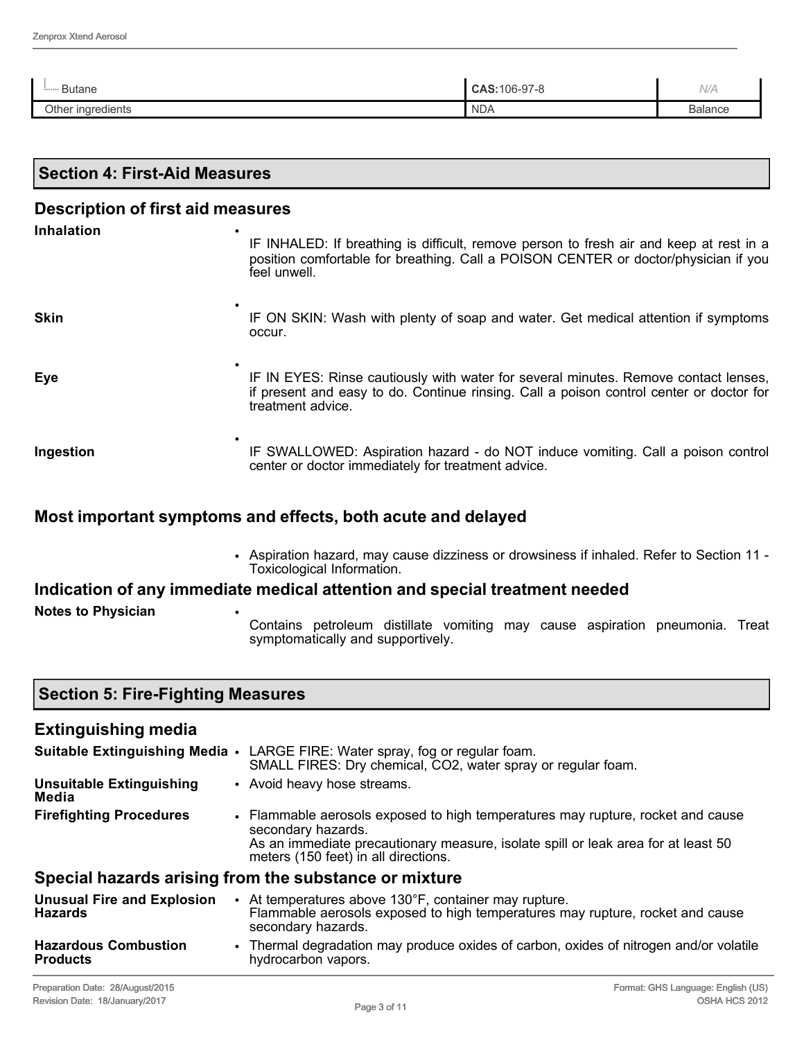| | | |
|---|---|---|
| Butane | CAS:106-97-8 | N/A |
| Other ingredients | NDA | Balance |

## Section 4: First-Aid Measures

### Description of first aid measures

**Inhalation**
- IF INHALED: If breathing is difficult, remove person to fresh air and keep at rest in a position comfortable for breathing. Call a POISON CENTER or doctor/physician if you feel unwell.

**Skin**
- IF ON SKIN: Wash with plenty of soap and water. Get medical attention if symptoms occur.

**Eye**
- IF IN EYES: Rinse cautiously with water for several minutes. Remove contact lenses, if present and easy to do. Continue rinsing. Call a poison control center or doctor for treatment advice.

**Ingestion**
- IF SWALLOWED: Aspiration hazard - do NOT induce vomiting. Call a poison control center or doctor immediately for treatment advice.

### Most important symptoms and effects, both acute and delayed

- Aspiration hazard, may cause dizziness or drowsiness if inhaled. Refer to Section 11 - Toxicological Information.

### Indication of any immediate medical attention and special treatment needed

**Notes to Physician**
- Contains petroleum distillate vomiting may cause aspiration pneumonia. Treat symptomatically and supportively.

## Section 5: Fire-Fighting Measures

### Extinguishing media

**Suitable Extinguishing Media**
- LARGE FIRE: Water spray, fog or regular foam. SMALL FIRES: Dry chemical, $CO_2$, water spray or regular foam.

**Unsuitable Extinguishing Media**
- Avoid heavy hose streams.

**Firefighting Procedures**
- Flammable aerosols exposed to high temperatures may rupture, rocket and cause secondary hazards. As an immediate precautionary measure, isolate spill or leak area for at least 50 meters (150 feet) in all directions.

### Special hazards arising from the substance or mixture

**Unusual Fire and Explosion Hazards**
- At temperatures above 130°F, container may rupture. Flammable aerosols exposed to high temperatures may rupture, rocket and cause secondary hazards.

**Hazardous Combustion Products**
- Thermal degradation may produce oxides of carbon, oxides of nitrogen and/or volatile hydrocarbon vapors.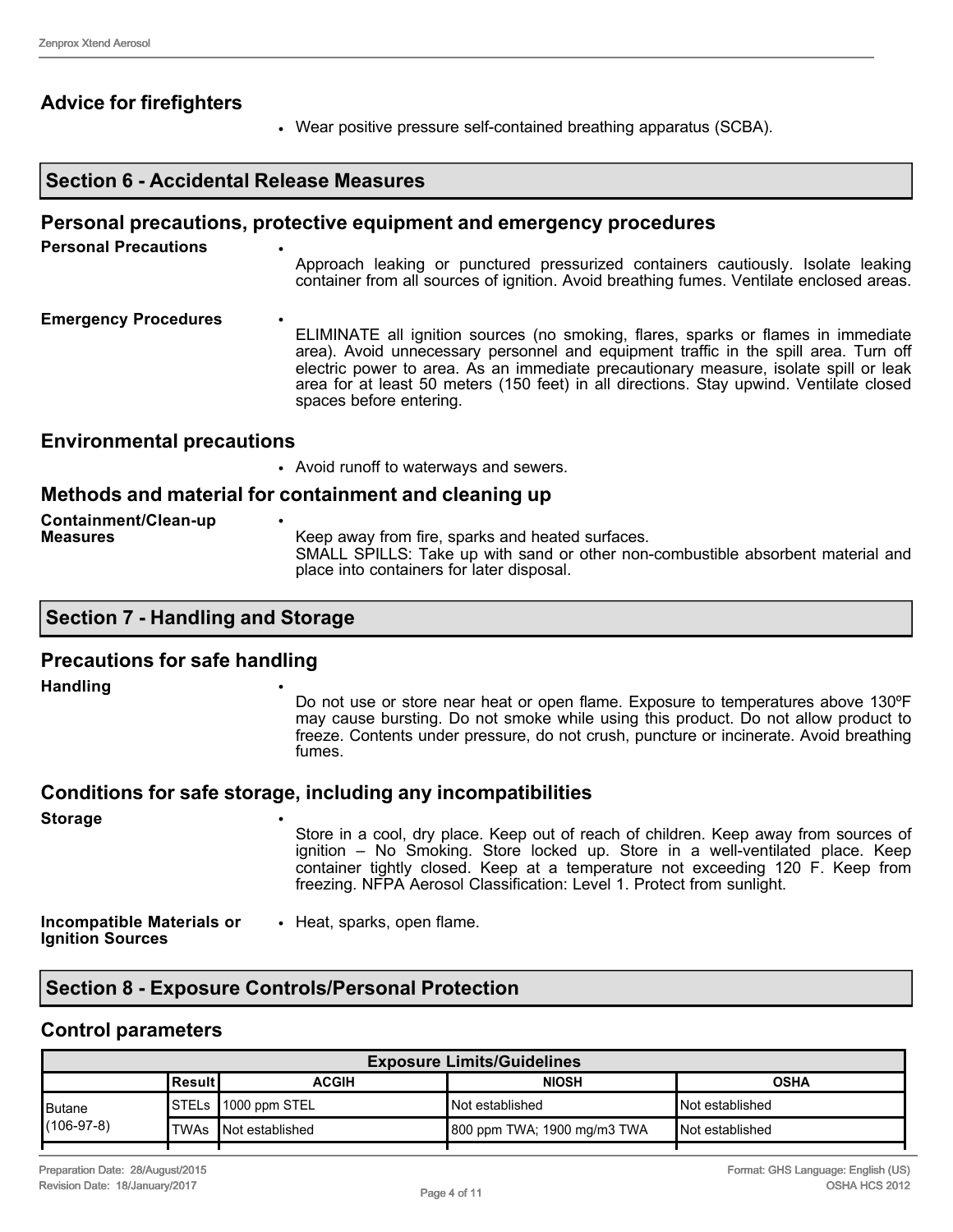## Advice for firefighters

- Wear positive pressure self-contained breathing apparatus (SCBA).

## Section 6 - Accidental Release Measures

### Personal precautions, protective equipment and emergency procedures

**Personal Precautions**

- Approach leaking or punctured pressurized containers cautiously. Isolate leaking container from all sources of ignition. Avoid breathing fumes. Ventilate enclosed areas.

**Emergency Procedures**

- ELIMINATE all ignition sources (no smoking, flares, sparks or flames in immediate area). Avoid unnecessary personnel and equipment traffic in the spill area. Turn off electric power to area. As an immediate precautionary measure, isolate spill or leak area for at least 50 meters (150 feet) in all directions. Stay upwind. Ventilate closed spaces before entering.

### Environmental precautions

- Avoid runoff to waterways and sewers.

### Methods and material for containment and cleaning up

**Containment/Clean-up Measures**

- Keep away from fire, sparks and heated surfaces.
  SMALL SPILLS: Take up with sand or other non-combustible absorbent material and place into containers for later disposal.

## Section 7 - Handling and Storage

### Precautions for safe handling

**Handling**

- Do not use or store near heat or open flame. Exposure to temperatures above 130ºF may cause bursting. Do not smoke while using this product. Do not allow product to freeze. Contents under pressure, do not crush, puncture or incinerate. Avoid breathing fumes.

### Conditions for safe storage, including any incompatibilities

**Storage**

- Store in a cool, dry place. Keep out of reach of children. Keep away from sources of ignition – No Smoking. Store locked up. Store in a well-ventilated place. Keep container tightly closed. Keep at a temperature not exceeding 120 F. Keep from freezing. NFPA Aerosol Classification: Level 1. Protect from sunlight.

**Incompatible Materials or Ignition Sources**

- Heat, sparks, open flame.

## Section 8 - Exposure Controls/Personal Protection

### Control parameters

| Exposure Limits/Guidelines | | | | |
|---|---|---|---|---|
| | Result | ACGIH | NIOSH | OSHA |
| Butane (106-97-8) | STELs | 1000 ppm STEL | Not established | Not established |
| | TWAs | Not established | 800 ppm TWA; 1900 mg/m3 TWA | Not established |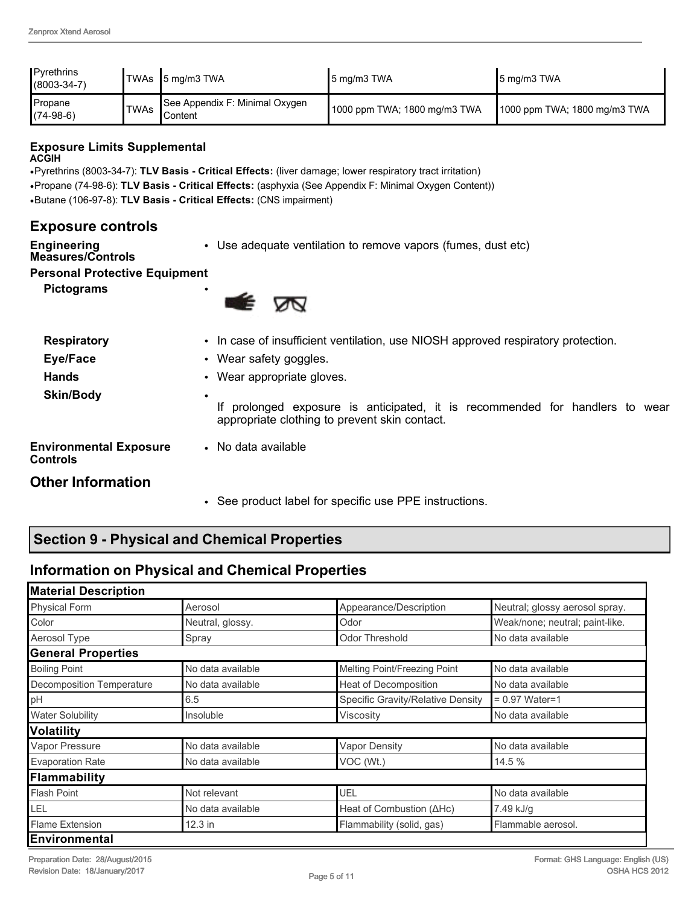| | | | | |
|---|---|---|---|---|
| Pyrethrins (8003-34-7) | TWAs | 5 mg/m3 TWA | 5 mg/m3 TWA | 5 mg/m3 TWA |
| Propane (74-98-6) | TWAs | See Appendix F: Minimal Oxygen Content | 1000 ppm TWA; 1800 mg/m3 TWA | 1000 ppm TWA; 1800 mg/m3 TWA |

**Exposure Limits Supplemental**

**ACGIH**

- Pyrethrins (8003-34-7): **TLV Basis - Critical Effects:** (liver damage; lower respiratory tract irritation)
- Propane (74-98-6): **TLV Basis - Critical Effects:** (asphyxia (See Appendix F: Minimal Oxygen Content))
- Butane (106-97-8): **TLV Basis - Critical Effects:** (CNS impairment)

## Exposure controls

**Engineering Measures/Controls**
- Use adequate ventilation to remove vapors (fumes, dust etc)

**Personal Protective Equipment**

**Pictograms**
- 

**Respiratory**
- In case of insufficient ventilation, use NIOSH approved respiratory protection.

**Eye/Face**
- Wear safety goggles.

**Hands**
- Wear appropriate gloves.

**Skin/Body**
- If prolonged exposure is anticipated, it is recommended for handlers to wear appropriate clothing to prevent skin contact.

**Environmental Exposure Controls**
- No data available

## Other Information

- See product label for specific use PPE instructions.

## Section 9 - Physical and Chemical Properties

## Information on Physical and Chemical Properties

| **Material Description** | | | |
|---|---|---|---|
| Physical Form | Aerosol | Appearance/Description | Neutral; glossy aerosol spray. |
| Color | Neutral, glossy. | Odor | Weak/none; neutral; paint-like. |
| Aerosol Type | Spray | Odor Threshold | No data available |
| **General Properties** | | | |
| Boiling Point | No data available | Melting Point/Freezing Point | No data available |
| Decomposition Temperature | No data available | Heat of Decomposition | No data available |
| pH | 6.5 | Specific Gravity/Relative Density | = 0.97 Water=1 |
| Water Solubility | Insoluble | Viscosity | No data available |
| **Volatility** | | | |
| Vapor Pressure | No data available | Vapor Density | No data available |
| Evaporation Rate | No data available | VOC (Wt.) | 14.5 % |
| **Flammability** | | | |
| Flash Point | Not relevant | UEL | No data available |
| LEL | No data available | Heat of Combustion (ΔHc) | 7.49 kJ/g |
| Flame Extension | 12.3 in | Flammability (solid, gas) | Flammable aerosol. |
| **Environmental** | | | |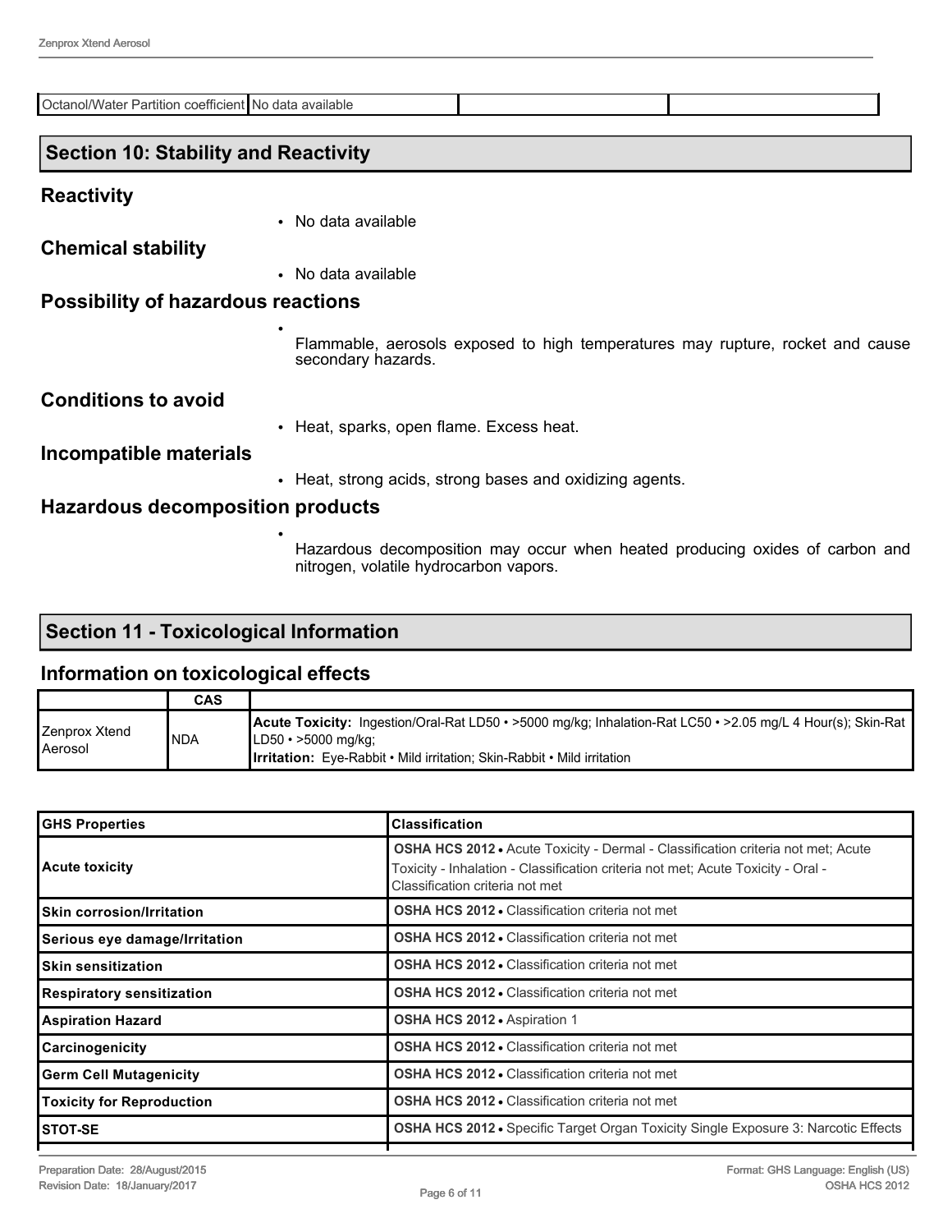| | | | |
|---|---|---|---|
| Octanol/Water Partition coefficient | No data available | | |

## Section 10: Stability and Reactivity

### Reactivity

- No data available

### Chemical stability

- No data available

### Possibility of hazardous reactions

- Flammable, aerosols exposed to high temperatures may rupture, rocket and cause secondary hazards.

### Conditions to avoid

- Heat, sparks, open flame. Excess heat.

### Incompatible materials

- Heat, strong acids, strong bases and oxidizing agents.

### Hazardous decomposition products

- Hazardous decomposition may occur when heated producing oxides of carbon and nitrogen, volatile hydrocarbon vapors.

## Section 11 - Toxicological Information

### Information on toxicological effects

| | CAS | |
|---|---|---|
| Zenprox Xtend Aerosol | NDA | **Acute Toxicity:** Ingestion/Oral-Rat LD50 • >5000 mg/kg; Inhalation-Rat LC50 • >2.05 mg/L 4 Hour(s); Skin-Rat LD50 • >5000 mg/kg;<br>**Irritation:** Eye-Rabbit • Mild irritation; Skin-Rabbit • Mild irritation |

| GHS Properties | Classification |
|---|---|
| Acute toxicity | **OSHA HCS 2012** • Acute Toxicity - Dermal - Classification criteria not met; Acute Toxicity - Inhalation - Classification criteria not met; Acute Toxicity - Oral - Classification criteria not met |
| Skin corrosion/Irritation | **OSHA HCS 2012** • Classification criteria not met |
| Serious eye damage/Irritation | **OSHA HCS 2012** • Classification criteria not met |
| Skin sensitization | **OSHA HCS 2012** • Classification criteria not met |
| Respiratory sensitization | **OSHA HCS 2012** • Classification criteria not met |
| Aspiration Hazard | **OSHA HCS 2012** • Aspiration 1 |
| Carcinogenicity | **OSHA HCS 2012** • Classification criteria not met |
| Germ Cell Mutagenicity | **OSHA HCS 2012** • Classification criteria not met |
| Toxicity for Reproduction | **OSHA HCS 2012** • Classification criteria not met |
| STOT-SE | **OSHA HCS 2012** • Specific Target Organ Toxicity Single Exposure 3: Narcotic Effects |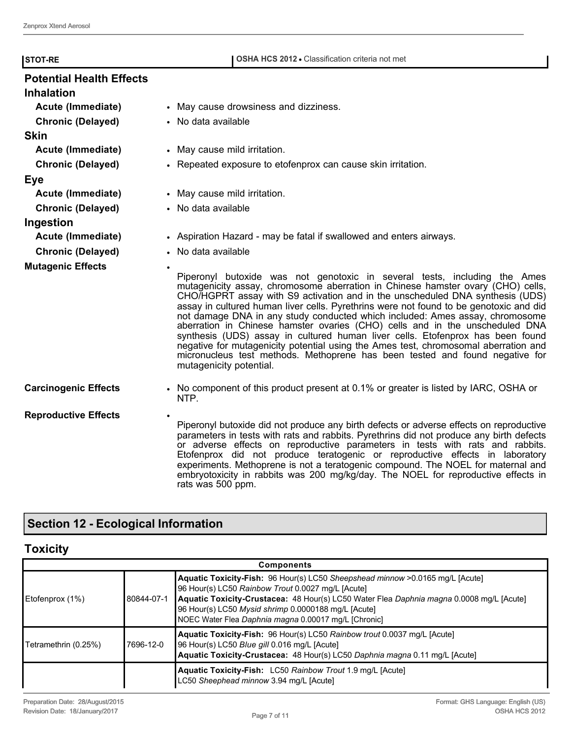| STOT-RE | OSHA HCS 2012 • Classification criteria not met |
|---|---|

## Potential Health Effects

### Inhalation

**Acute (Immediate)**
- May cause drowsiness and dizziness.

**Chronic (Delayed)**
- No data available

### Skin

**Acute (Immediate)**
- May cause mild irritation.

**Chronic (Delayed)**
- Repeated exposure to etofenprox can cause skin irritation.

### Eye

**Acute (Immediate)**
- May cause mild irritation.

**Chronic (Delayed)**
- No data available

### Ingestion

**Acute (Immediate)**
- Aspiration Hazard - may be fatal if swallowed and enters airways.

**Chronic (Delayed)**
- No data available

**Mutagenic Effects**
- Piperonyl butoxide was not genotoxic in several tests, including the Ames mutagenicity assay, chromosome aberration in Chinese hamster ovary (CHO) cells, CHO/HGPRT assay with S9 activation and in the unscheduled DNA synthesis (UDS) assay in cultured human liver cells. Pyrethrins were not found to be genotoxic and did not damage DNA in any study conducted which included: Ames assay, chromosome aberration in Chinese hamster ovaries (CHO) cells and in the unscheduled DNA synthesis (UDS) assay in cultured human liver cells. Etofenprox has been found negative for mutagenicity potential using the Ames test, chromosomal aberration and micronucleus test methods. Methoprene has been tested and found negative for mutagenicity potential.

**Carcinogenic Effects**
- No component of this product present at 0.1% or greater is listed by IARC, OSHA or NTP.

**Reproductive Effects**
- Piperonyl butoxide did not produce any birth defects or adverse effects on reproductive parameters in tests with rats and rabbits. Pyrethrins did not produce any birth defects or adverse effects on reproductive parameters in tests with rats and rabbits. Etofenprox did not produce teratogenic or reproductive effects in laboratory experiments. Methoprene is not a teratogenic compound. The NOEL for maternal and embryotoxicity in rabbits was 200 mg/kg/day. The NOEL for reproductive effects in rats was 500 ppm.

## Section 12 - Ecological Information

### Toxicity

| Components | | |
|---|---|---|
| Etofenprox (1%) | 80844-07-1 | **Aquatic Toxicity-Fish:** 96 Hour(s) LC50 *Sheepshead minnow* >0.0165 mg/L [Acute]<br>96 Hour(s) LC50 *Rainbow Trout* 0.0027 mg/L [Acute]<br>**Aquatic Toxicity-Crustacea:** 48 Hour(s) LC50 Water Flea *Daphnia magna* 0.0008 mg/L [Acute]<br>96 Hour(s) LC50 *Mysid shrimp* 0.0000188 mg/L [Acute]<br>NOEC Water Flea *Daphnia magna* 0.00017 mg/L [Chronic] |
| Tetramethrin (0.25%) | 7696-12-0 | **Aquatic Toxicity-Fish:** 96 Hour(s) LC50 *Rainbow trout* 0.0037 mg/L [Acute]<br>96 Hour(s) LC50 *Blue gill* 0.016 mg/L [Acute]<br>**Aquatic Toxicity-Crustacea:** 48 Hour(s) LC50 *Daphnia magna* 0.11 mg/L [Acute] |
| | | **Aquatic Toxicity-Fish:** LC50 *Rainbow Trout* 1.9 mg/L [Acute]<br>LC50 *Sheephead minnow* 3.94 mg/L [Acute] |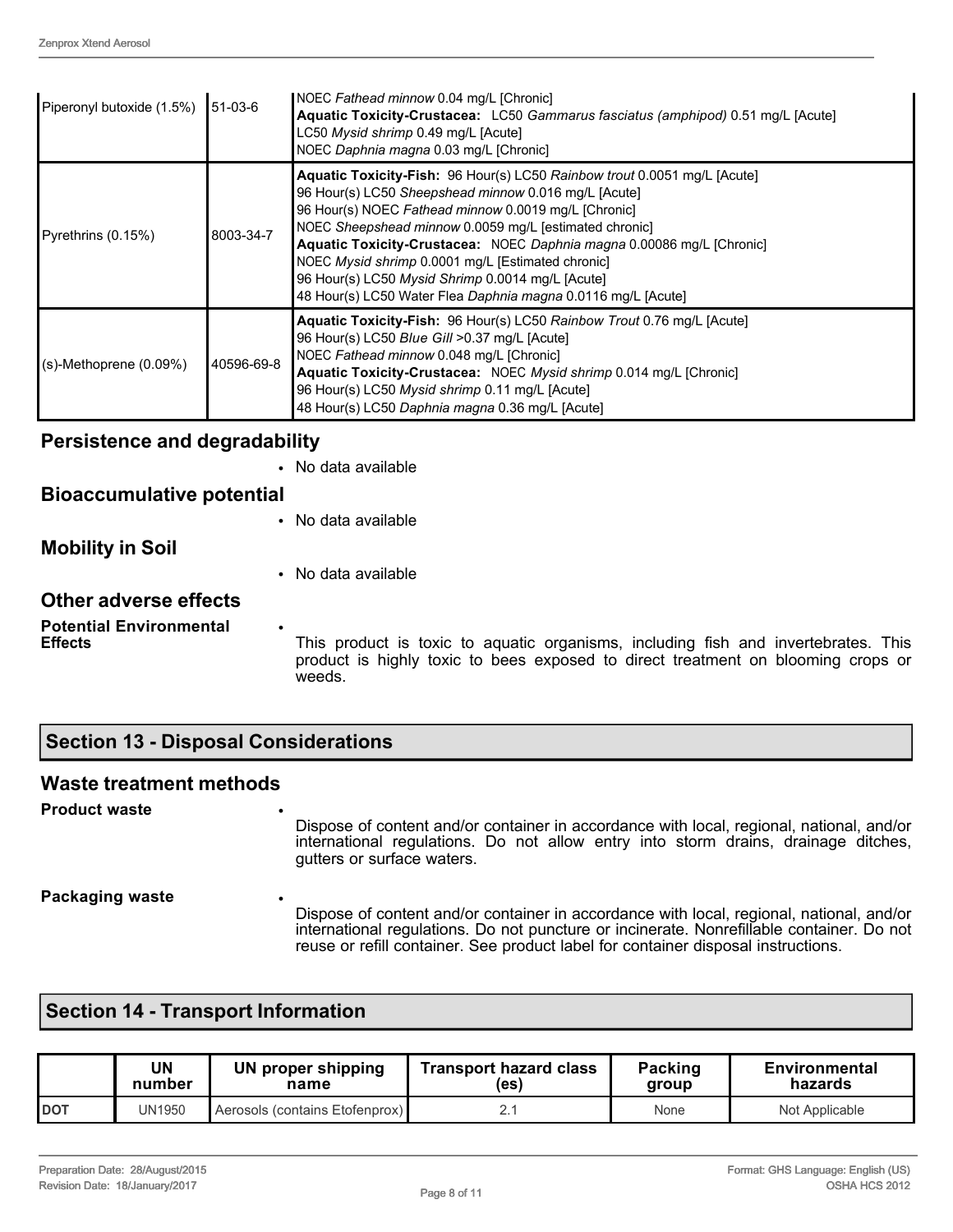| | | |
|---|---|---|
| Piperonyl butoxide (1.5%) | 51-03-6 | NOEC *Fathead minnow* 0.04 mg/L [Chronic]<br>**Aquatic Toxicity-Crustacea:** LC50 *Gammarus fasciatus (amphipod)* 0.51 mg/L [Acute]<br>LC50 *Mysid shrimp* 0.49 mg/L [Acute]<br>NOEC *Daphnia magna* 0.03 mg/L [Chronic] |
| Pyrethrins (0.15%) | 8003-34-7 | **Aquatic Toxicity-Fish:** 96 Hour(s) LC50 *Rainbow trout* 0.0051 mg/L [Acute]<br>96 Hour(s) LC50 *Sheepshead minnow* 0.016 mg/L [Acute]<br>96 Hour(s) NOEC *Fathead minnow* 0.0019 mg/L [Chronic]<br>NOEC *Sheepshead minnow* 0.0059 mg/L [estimated chronic]<br>**Aquatic Toxicity-Crustacea:** NOEC *Daphnia magna* 0.00086 mg/L [Chronic]<br>NOEC *Mysid shrimp* 0.0001 mg/L [Estimated chronic]<br>96 Hour(s) LC50 *Mysid Shrimp* 0.0014 mg/L [Acute]<br>48 Hour(s) LC50 Water Flea *Daphnia magna* 0.0116 mg/L [Acute] |
| (s)-Methoprene (0.09%) | 40596-69-8 | **Aquatic Toxicity-Fish:** 96 Hour(s) LC50 *Rainbow Trout* 0.76 mg/L [Acute]<br>96 Hour(s) LC50 *Blue Gill* >0.37 mg/L [Acute]<br>NOEC *Fathead minnow* 0.048 mg/L [Chronic]<br>**Aquatic Toxicity-Crustacea:** NOEC *Mysid shrimp* 0.014 mg/L [Chronic]<br>96 Hour(s) LC50 *Mysid shrimp* 0.11 mg/L [Acute]<br>48 Hour(s) LC50 *Daphnia magna* 0.36 mg/L [Acute] |

### Persistence and degradability

- No data available

### Bioaccumulative potential

- No data available

### Mobility in Soil

- No data available

### Other adverse effects

**Potential Environmental Effects**

- This product is toxic to aquatic organisms, including fish and invertebrates. This product is highly toxic to bees exposed to direct treatment on blooming crops or weeds.

## Section 13 - Disposal Considerations

### Waste treatment methods

**Product waste**

- Dispose of content and/or container in accordance with local, regional, national, and/or international regulations. Do not allow entry into storm drains, drainage ditches, gutters or surface waters.

**Packaging waste**

- Dispose of content and/or container in accordance with local, regional, national, and/or international regulations. Do not puncture or incinerate. Nonrefillable container. Do not reuse or refill container. See product label for container disposal instructions.

## Section 14 - Transport Information

| | UN number | UN proper shipping name | Transport hazard class (es) | Packing group | Environmental hazards |
|---|---|---|---|---|---|
| **DOT** | UN1950 | Aerosols (contains Etofenprox) | 2.1 | None | Not Applicable |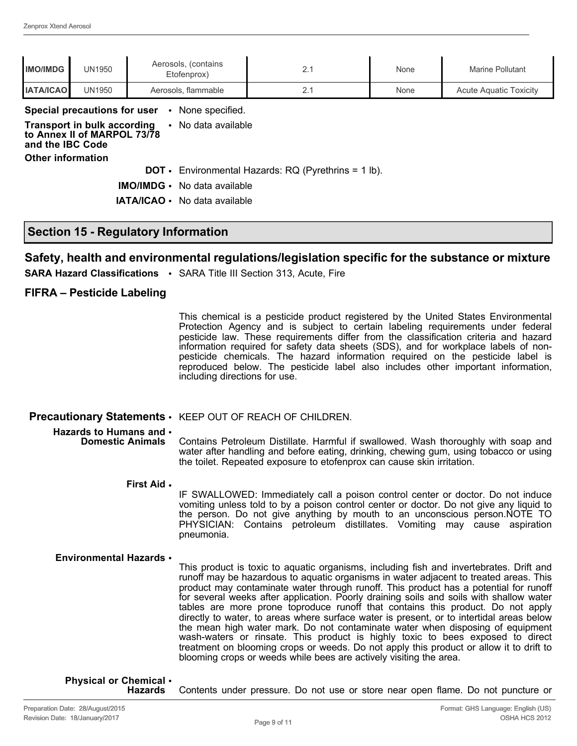| | | | | | |
|---|---|---|---|---|---|
| **IMO/IMDG** | UN1950 | Aerosols, (contains Etofenprox) | 2.1 | None | Marine Pollutant |
| **IATA/ICAO** | UN1950 | Aerosols, flammable | 2.1 | None | Acute Aquatic Toxicity |

**Special precautions for user** • None specified.

**Transport in bulk according to Annex II of MARPOL 73/78 and the IBC Code** • No data available

**Other information**

**DOT** • Environmental Hazards: RQ (Pyrethrins = 1 lb).

**IMO/IMDG** • No data available

**IATA/ICAO** • No data available

## Section 15 - Regulatory Information

### Safety, health and environmental regulations/legislation specific for the substance or mixture

**SARA Hazard Classifications** • SARA Title III Section 313, Acute, Fire

### FIFRA – Pesticide Labeling

This chemical is a pesticide product registered by the United States Environmental Protection Agency and is subject to certain labeling requirements under federal pesticide law. These requirements differ from the classification criteria and hazard information required for safety data sheets (SDS), and for workplace labels of non-pesticide chemicals. The hazard information required on the pesticide label is reproduced below. The pesticide label also includes other important information, including directions for use.

**Precautionary Statements** • KEEP OUT OF REACH OF CHILDREN.

**Hazards to Humans and Domestic Animals** • Contains Petroleum Distillate. Harmful if swallowed. Wash thoroughly with soap and water after handling and before eating, drinking, chewing gum, using tobacco or using the toilet. Repeated exposure to etofenprox can cause skin irritation.

**First Aid** • IF SWALLOWED: Immediately call a poison control center or doctor. Do not induce vomiting unless told to by a poison control center or doctor. Do not give any liquid to the person. Do not give anything by mouth to an unconscious person.NOTE TO PHYSICIAN: Contains petroleum distillates. Vomiting may cause aspiration pneumonia.

**Environmental Hazards** • This product is toxic to aquatic organisms, including fish and invertebrates. Drift and runoff may be hazardous to aquatic organisms in water adjacent to treated areas. This product may contaminate water through runoff. This product has a potential for runoff for several weeks after application. Poorly draining soils and soils with shallow water tables are more prone toproduce runoff that contains this product. Do not apply directly to water, to areas where surface water is present, or to intertidal areas below the mean high water mark. Do not contaminate water when disposing of equipment wash-waters or rinsate. This product is highly toxic to bees exposed to direct treatment on blooming crops or weeds. Do not apply this product or allow it to drift to blooming crops or weeds while bees are actively visiting the area.

**Physical or Chemical Hazards** • Contents under pressure. Do not use or store near open flame. Do not puncture or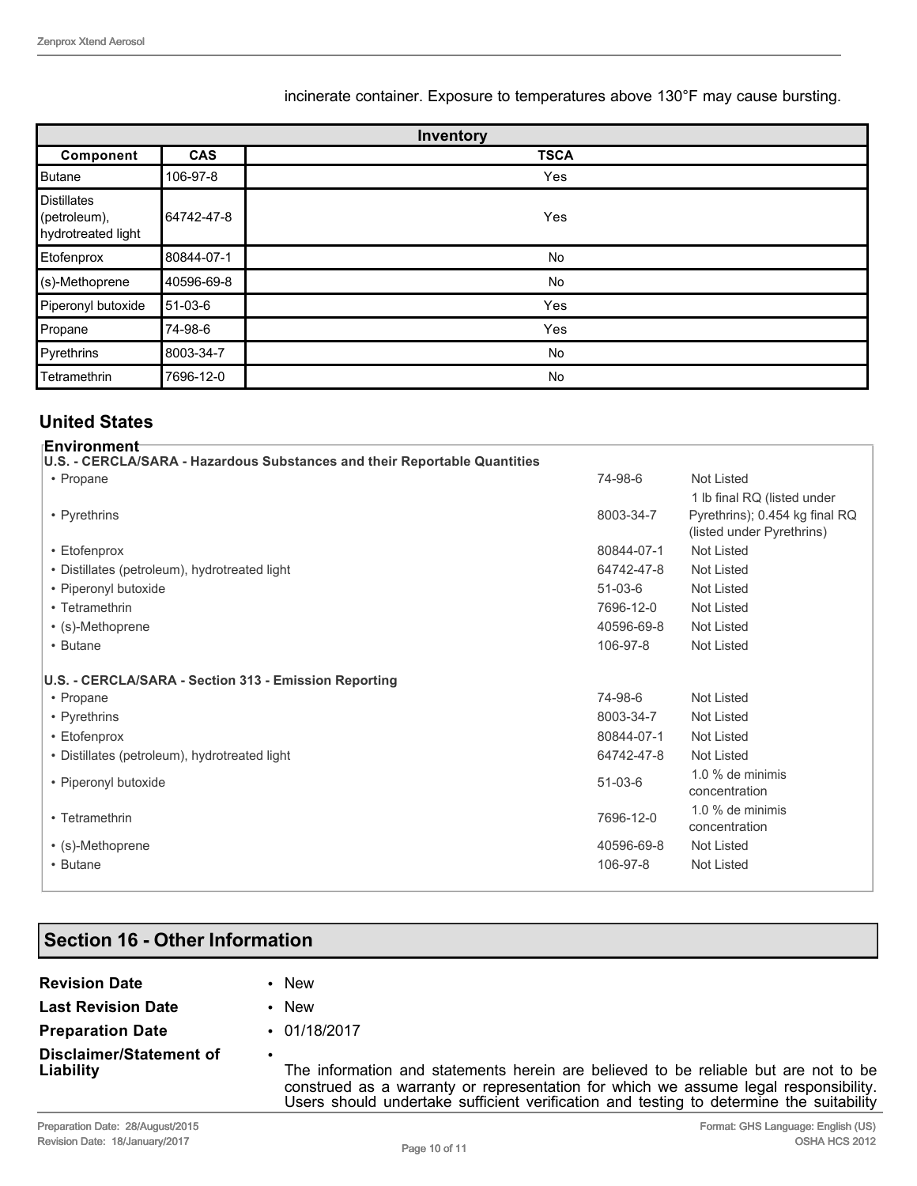incinerate container. Exposure to temperatures above 130°F may cause bursting.

| Inventory | | |
|---|---|---|
| **Component** | **CAS** | **TSCA** |
| Butane | 106-97-8 | Yes |
| Distillates (petroleum), hydrotreated light | 64742-47-8 | Yes |
| Etofenprox | 80844-07-1 | No |
| (s)-Methoprene | 40596-69-8 | No |
| Piperonyl butoxide | 51-03-6 | Yes |
| Propane | 74-98-6 | Yes |
| Pyrethrins | 8003-34-7 | No |
| Tetramethrin | 7696-12-0 | No |

## United States

### Environment

**U.S. - CERCLA/SARA - Hazardous Substances and their Reportable Quantities**

| | | |
|---|---|---|
| • Propane | 74-98-6 | Not Listed |
| • Pyrethrins | 8003-34-7 | 1 lb final RQ (listed under Pyrethrins); 0.454 kg final RQ (listed under Pyrethrins) |
| • Etofenprox | 80844-07-1 | Not Listed |
| • Distillates (petroleum), hydrotreated light | 64742-47-8 | Not Listed |
| • Piperonyl butoxide | 51-03-6 | Not Listed |
| • Tetramethrin | 7696-12-0 | Not Listed |
| • (s)-Methoprene | 40596-69-8 | Not Listed |
| • Butane | 106-97-8 | Not Listed |

**U.S. - CERCLA/SARA - Section 313 - Emission Reporting**

| | | |
|---|---|---|
| • Propane | 74-98-6 | Not Listed |
| • Pyrethrins | 8003-34-7 | Not Listed |
| • Etofenprox | 80844-07-1 | Not Listed |
| • Distillates (petroleum), hydrotreated light | 64742-47-8 | Not Listed |
| • Piperonyl butoxide | 51-03-6 | 1.0 % de minimis concentration |
| • Tetramethrin | 7696-12-0 | 1.0 % de minimis concentration |
| • (s)-Methoprene | 40596-69-8 | Not Listed |
| • Butane | 106-97-8 | Not Listed |

## Section 16 - Other Information

**Revision Date** • New

**Last Revision Date** • New

**Preparation Date** • 01/18/2017

**Disclaimer/Statement of Liability** • The information and statements herein are believed to be reliable but are not to be construed as a warranty or representation for which we assume legal responsibility. Users should undertake sufficient verification and testing to determine the suitability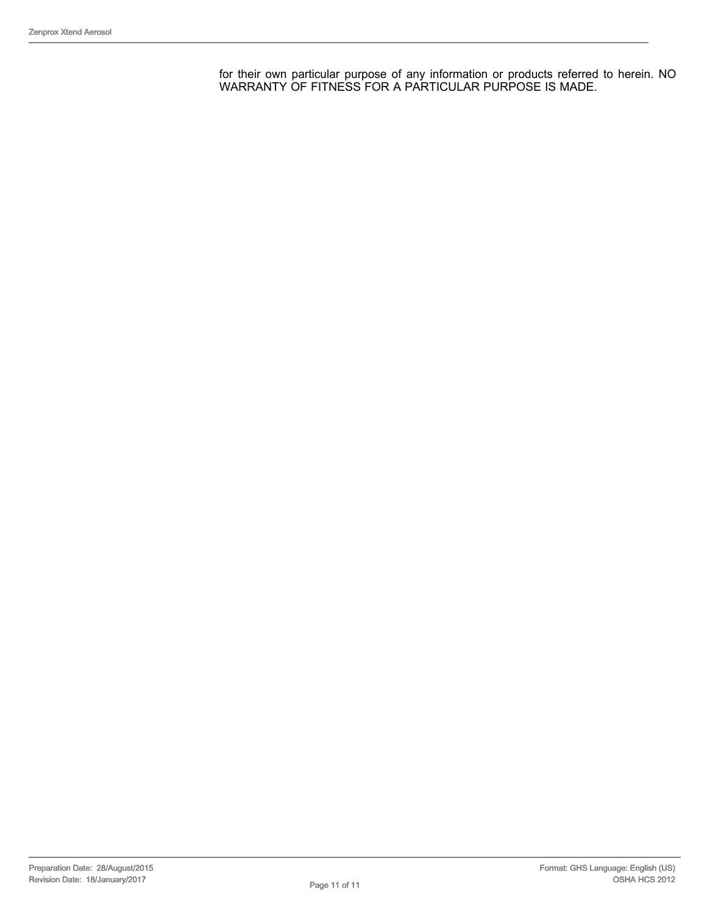for their own particular purpose of any information or products referred to herein. NO WARRANTY OF FITNESS FOR A PARTICULAR PURPOSE IS MADE.